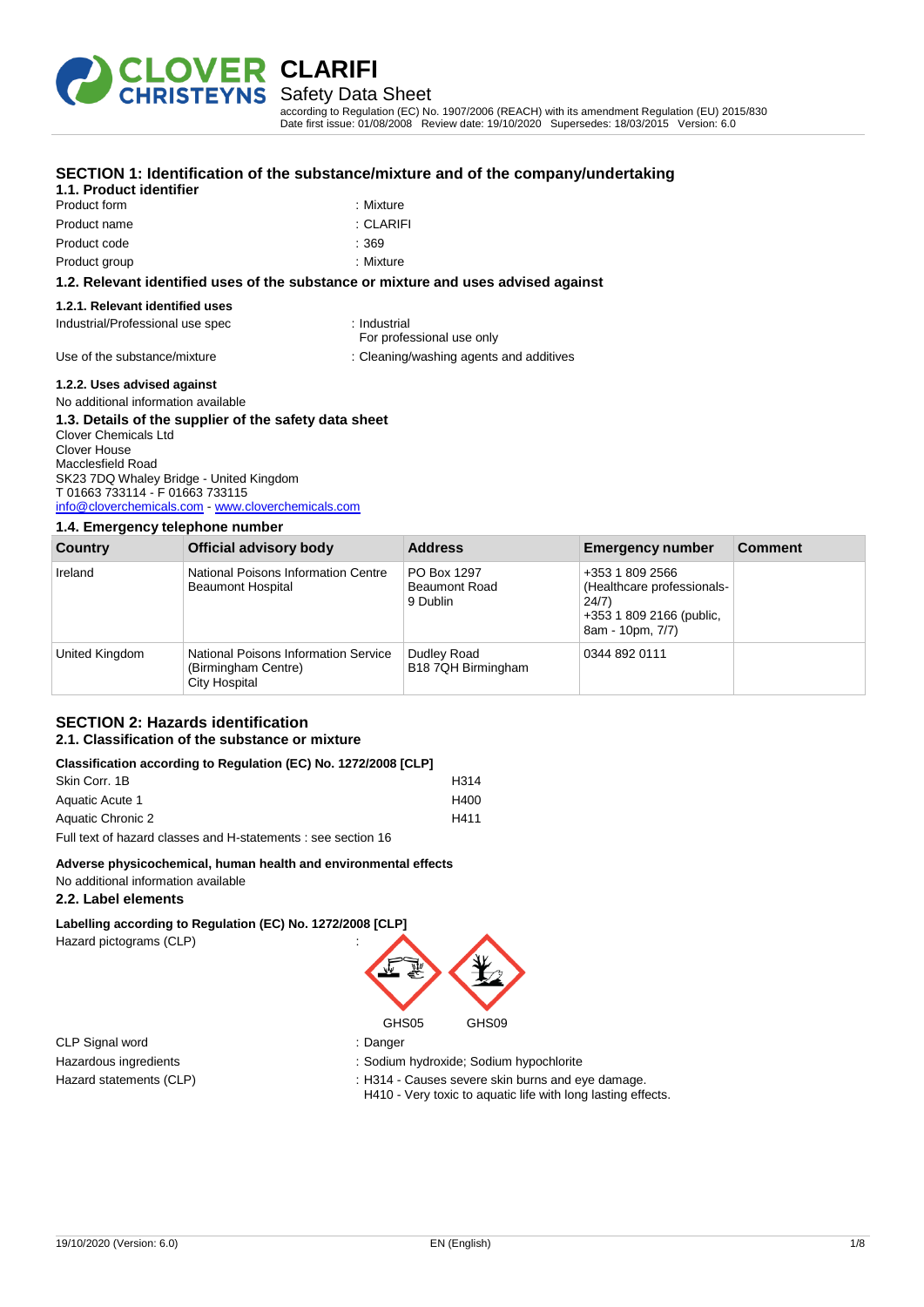# CLARIFI

## Safety Data Sheet

according to Regulation (EC) No. 1907/2006 (REACH) with its amendment Regulation (EU) 2015/830
Date first issue: 01/08/2008 Review date: 19/10/2020 Supersedes: 18/03/2015 Version: 6.0

## SECTION 1: Identification of the substance/mixture and of the company/undertaking

### 1.1. Product identifier

| | |
|---|---|
| Product form | : Mixture |
| Product name | : CLARIFI |
| Product code | : 369 |
| Product group | : Mixture |

### 1.2. Relevant identified uses of the substance or mixture and uses advised against

#### 1.2.1. Relevant identified uses

| | |
|---|---|
| Industrial/Professional use spec | : Industrial<br>For professional use only |
| Use of the substance/mixture | : Cleaning/washing agents and additives |

#### 1.2.2. Uses advised against

No additional information available

### 1.3. Details of the supplier of the safety data sheet

Clover Chemicals Ltd
Clover House
Macclesfield Road
SK23 7DQ Whaley Bridge - United Kingdom
T 01663 733114 - F 01663 733115
info@cloverchemicals.com - www.cloverchemicals.com

### 1.4. Emergency telephone number

| Country | Official advisory body | Address | Emergency number | Comment |
|---|---|---|---|---|
| Ireland | National Poisons Information Centre Beaumont Hospital | PO Box 1297 Beaumont Road 9 Dublin | +353 1 809 2566 (Healthcare professionals-24/7) +353 1 809 2166 (public, 8am - 10pm, 7/7) | |
| United Kingdom | National Poisons Information Service (Birmingham Centre) City Hospital | Dudley Road B18 7QH Birmingham | 0344 892 0111 | |

## SECTION 2: Hazards identification

### 2.1. Classification of the substance or mixture

**Classification according to Regulation (EC) No. 1272/2008 [CLP]**

| | |
|---|---|
| Skin Corr. 1B | H314 |
| Aquatic Acute 1 | H400 |
| Aquatic Chronic 2 | H411 |

Full text of hazard classes and H-statements : see section 16

**Adverse physicochemical, human health and environmental effects**

No additional information available

### 2.2. Label elements

**Labelling according to Regulation (EC) No. 1272/2008 [CLP]**

Hazard pictograms (CLP) :

GHS05 GHS09

| | |
|---|---|
| CLP Signal word | : Danger |
| Hazardous ingredients | : Sodium hydroxide; Sodium hypochlorite |
| Hazard statements (CLP) | : H314 - Causes severe skin burns and eye damage.<br>H410 - Very toxic to aquatic life with long lasting effects. |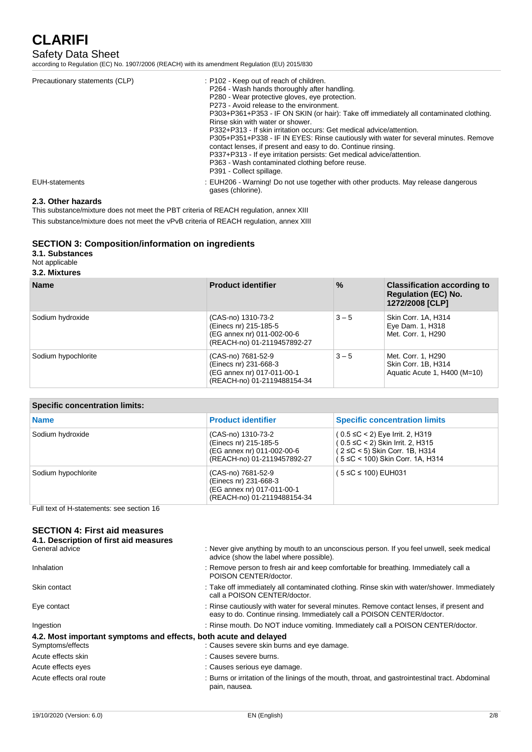| | |
|---|---|
| Precautionary statements (CLP) | : P102 - Keep out of reach of children.<br>P264 - Wash hands thoroughly after handling.<br>P280 - Wear protective gloves, eye protection.<br>P273 - Avoid release to the environment.<br>P303+P361+P353 - IF ON SKIN (or hair): Take off immediately all contaminated clothing. Rinse skin with water or shower.<br>P332+P313 - If skin irritation occurs: Get medical advice/attention.<br>P305+P351+P338 - IF IN EYES: Rinse cautiously with water for several minutes. Remove contact lenses, if present and easy to do. Continue rinsing.<br>P337+P313 - If eye irritation persists: Get medical advice/attention.<br>P363 - Wash contaminated clothing before reuse.<br>P391 - Collect spillage. |
| EUH-statements | : EUH206 - Warning! Do not use together with other products. May release dangerous gases (chlorine). |

### 2.3. Other hazards

This substance/mixture does not meet the PBT criteria of REACH regulation, annex XIII

This substance/mixture does not meet the vPvB criteria of REACH regulation, annex XIII

## SECTION 3: Composition/information on ingredients

### 3.1. Substances

Not applicable

### 3.2. Mixtures

| Name | Product identifier | % | Classification according to Regulation (EC) No. 1272/2008 [CLP] |
|---|---|---|---|
| Sodium hydroxide | (CAS-no) 1310-73-2<br>(Einecs nr) 215-185-5<br>(EG annex nr) 011-002-00-6<br>(REACH-no) 01-2119457892-27 | 3 – 5 | Skin Corr. 1A, H314<br>Eye Dam. 1, H318<br>Met. Corr. 1, H290 |
| Sodium hypochlorite | (CAS-no) 7681-52-9<br>(Einecs nr) 231-668-3<br>(EG annex nr) 017-011-00-1<br>(REACH-no) 01-2119488154-34 | 3 – 5 | Met. Corr. 1, H290<br>Skin Corr. 1B, H314<br>Aquatic Acute 1, H400 (M=10) |

**Specific concentration limits:**

| Name | Product identifier | Specific concentration limits |
|---|---|---|
| Sodium hydroxide | (CAS-no) 1310-73-2<br>(Einecs nr) 215-185-5<br>(EG annex nr) 011-002-00-6<br>(REACH-no) 01-2119457892-27 | ( 0.5 ≤C < 2) Eye Irrit. 2, H319<br>( 0.5 ≤C < 2) Skin Irrit. 2, H315<br>( 2 ≤C < 5) Skin Corr. 1B, H314<br>( 5 ≤C < 100) Skin Corr. 1A, H314 |
| Sodium hypochlorite | (CAS-no) 7681-52-9<br>(Einecs nr) 231-668-3<br>(EG annex nr) 017-011-00-1<br>(REACH-no) 01-2119488154-34 | ( 5 ≤C ≤ 100) EUH031 |

Full text of H-statements: see section 16

## SECTION 4: First aid measures

### 4.1. Description of first aid measures

| | |
|---|---|
| General advice | : Never give anything by mouth to an unconscious person. If you feel unwell, seek medical advice (show the label where possible). |
| Inhalation | : Remove person to fresh air and keep comfortable for breathing. Immediately call a POISON CENTER/doctor. |
| Skin contact | : Take off immediately all contaminated clothing. Rinse skin with water/shower. Immediately call a POISON CENTER/doctor. |
| Eye contact | : Rinse cautiously with water for several minutes. Remove contact lenses, if present and easy to do. Continue rinsing. Immediately call a POISON CENTER/doctor. |
| Ingestion | : Rinse mouth. Do NOT induce vomiting. Immediately call a POISON CENTER/doctor. |

### 4.2. Most important symptoms and effects, both acute and delayed

| | |
|---|---|
| Symptoms/effects | : Causes severe skin burns and eye damage. |
| Acute effects skin | : Causes severe burns. |
| Acute effects eyes | : Causes serious eye damage. |
| Acute effects oral route | : Burns or irritation of the linings of the mouth, throat, and gastrointestinal tract. Abdominal pain, nausea. |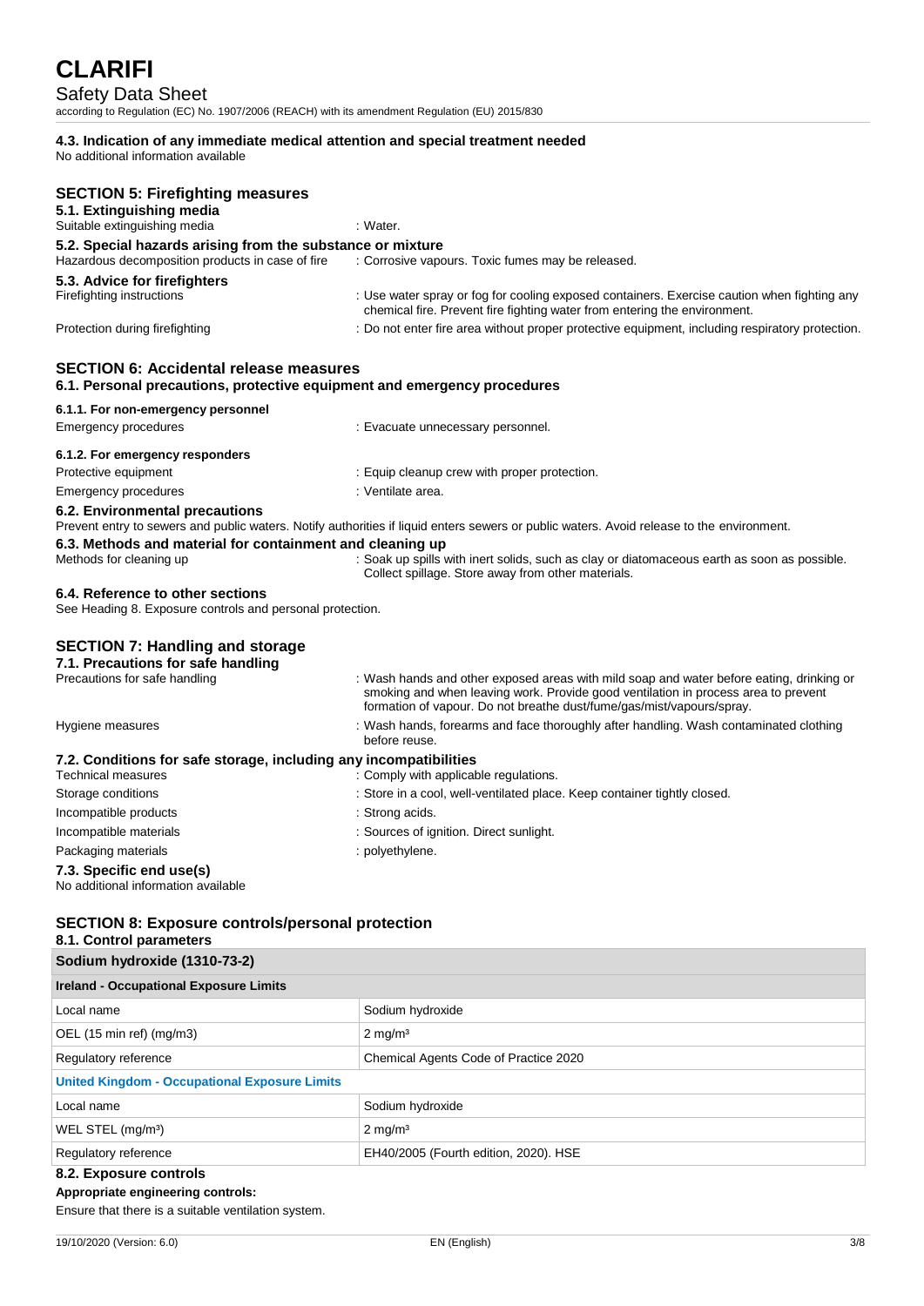### 4.3. Indication of any immediate medical attention and special treatment needed

No additional information available

## SECTION 5: Firefighting measures

### 5.1. Extinguishing media

Suitable extinguishing media : Water.

### 5.2. Special hazards arising from the substance or mixture

Hazardous decomposition products in case of fire : Corrosive vapours. Toxic fumes may be released.

### 5.3. Advice for firefighters

Firefighting instructions : Use water spray or fog for cooling exposed containers. Exercise caution when fighting any chemical fire. Prevent fire fighting water from entering the environment.

Protection during firefighting : Do not enter fire area without proper protective equipment, including respiratory protection.

## SECTION 6: Accidental release measures

### 6.1. Personal precautions, protective equipment and emergency procedures

#### 6.1.1. For non-emergency personnel

Emergency procedures : Evacuate unnecessary personnel.

#### 6.1.2. For emergency responders

Protective equipment : Equip cleanup crew with proper protection.

Emergency procedures : Ventilate area.

### 6.2. Environmental precautions

Prevent entry to sewers and public waters. Notify authorities if liquid enters sewers or public waters. Avoid release to the environment.

### 6.3. Methods and material for containment and cleaning up

Methods for cleaning up : Soak up spills with inert solids, such as clay or diatomaceous earth as soon as possible. Collect spillage. Store away from other materials.

### 6.4. Reference to other sections

See Heading 8. Exposure controls and personal protection.

## SECTION 7: Handling and storage

### 7.1. Precautions for safe handling

Precautions for safe handling : Wash hands and other exposed areas with mild soap and water before eating, drinking or smoking and when leaving work. Provide good ventilation in process area to prevent formation of vapour. Do not breathe dust/fume/gas/mist/vapours/spray.

Hygiene measures : Wash hands, forearms and face thoroughly after handling. Wash contaminated clothing before reuse.

### 7.2. Conditions for safe storage, including any incompatibilities

Technical measures : Comply with applicable regulations.

Storage conditions : Store in a cool, well-ventilated place. Keep container tightly closed.

Incompatible products : Strong acids.

Incompatible materials : Sources of ignition. Direct sunlight.

Packaging materials : polyethylene.

### 7.3. Specific end use(s)

No additional information available

## SECTION 8: Exposure controls/personal protection

### 8.1. Control parameters

| Sodium hydroxide (1310-73-2) | |
|---|---|
| **Ireland - Occupational Exposure Limits** | |
| Local name | Sodium hydroxide |
| OEL (15 min ref) (mg/m3) | 2 mg/m³ |
| Regulatory reference | Chemical Agents Code of Practice 2020 |
| **United Kingdom - Occupational Exposure Limits** | |
| Local name | Sodium hydroxide |
| WEL STEL (mg/m³) | 2 mg/m³ |
| Regulatory reference | EH40/2005 (Fourth edition, 2020). HSE |

### 8.2. Exposure controls

**Appropriate engineering controls:**

Ensure that there is a suitable ventilation system.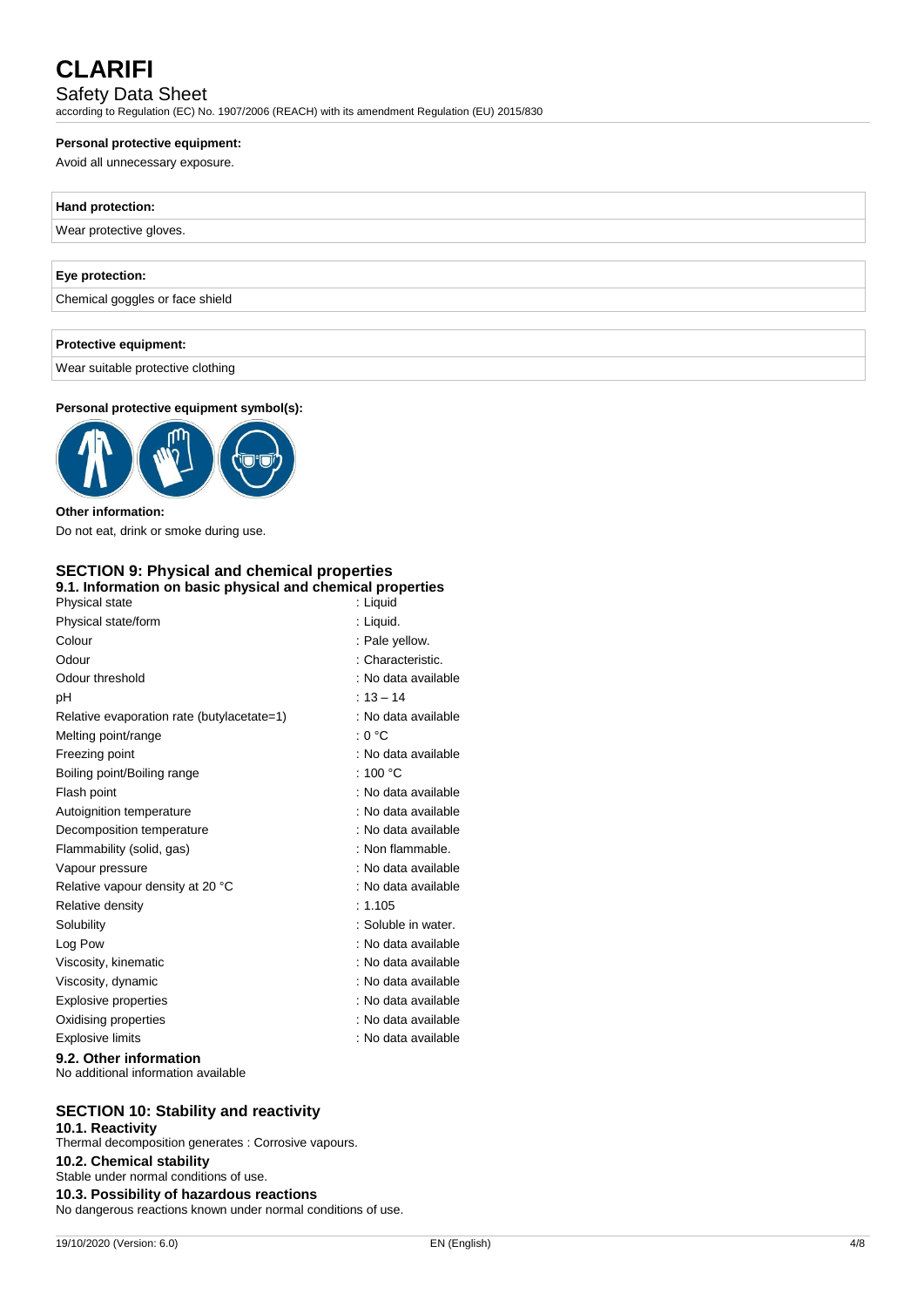**Personal protective equipment:**

Avoid all unnecessary exposure.

| Hand protection: |
| --- |
| Wear protective gloves. |

| Eye protection: |
| --- |
| Chemical goggles or face shield |

| Protective equipment: |
| --- |
| Wear suitable protective clothing |

**Personal protective equipment symbol(s):**

**Other information:**

Do not eat, drink or smoke during use.

## SECTION 9: Physical and chemical properties

### 9.1. Information on basic physical and chemical properties

| | |
| --- | --- |
| Physical state | : Liquid |
| Physical state/form | : Liquid. |
| Colour | : Pale yellow. |
| Odour | : Characteristic. |
| Odour threshold | : No data available |
| pH | : 13 – 14 |
| Relative evaporation rate (butylacetate=1) | : No data available |
| Melting point/range | : 0 °C |
| Freezing point | : No data available |
| Boiling point/Boiling range | : 100 °C |
| Flash point | : No data available |
| Autoignition temperature | : No data available |
| Decomposition temperature | : No data available |
| Flammability (solid, gas) | : Non flammable. |
| Vapour pressure | : No data available |
| Relative vapour density at 20 °C | : No data available |
| Relative density | : 1.105 |
| Solubility | : Soluble in water. |
| Log Pow | : No data available |
| Viscosity, kinematic | : No data available |
| Viscosity, dynamic | : No data available |
| Explosive properties | : No data available |
| Oxidising properties | : No data available |
| Explosive limits | : No data available |

### 9.2. Other information

No additional information available

## SECTION 10: Stability and reactivity

### 10.1. Reactivity

Thermal decomposition generates : Corrosive vapours.

### 10.2. Chemical stability

Stable under normal conditions of use.

### 10.3. Possibility of hazardous reactions

No dangerous reactions known under normal conditions of use.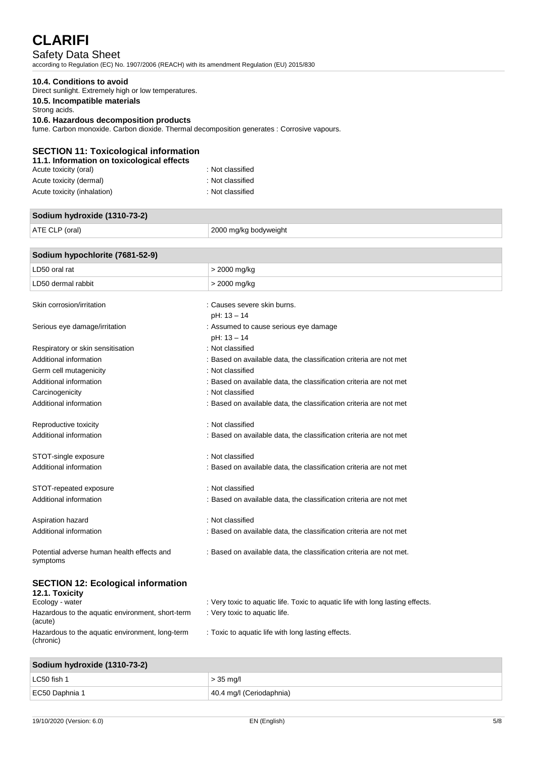#### 10.4. Conditions to avoid

Direct sunlight. Extremely high or low temperatures.

#### 10.5. Incompatible materials

Strong acids.

#### 10.6. Hazardous decomposition products

fume. Carbon monoxide. Carbon dioxide. Thermal decomposition generates : Corrosive vapours.

## SECTION 11: Toxicological information

#### 11.1. Information on toxicological effects

Acute toxicity (oral) : Not classified
Acute toxicity (dermal) : Not classified
Acute toxicity (inhalation) : Not classified

| Sodium hydroxide (1310-73-2) | |
|---|---|
| ATE CLP (oral) | 2000 mg/kg bodyweight |

| Sodium hypochlorite (7681-52-9) | |
|---|---|
| LD50 oral rat | > 2000 mg/kg |
| LD50 dermal rabbit | > 2000 mg/kg |

Skin corrosion/irritation : Causes severe skin burns.
pH: 13 – 14
Serious eye damage/irritation : Assumed to cause serious eye damage
pH: 13 – 14
Respiratory or skin sensitisation : Not classified
Additional information : Based on available data, the classification criteria are not met
Germ cell mutagenicity : Not classified
Additional information : Based on available data, the classification criteria are not met
Carcinogenicity : Not classified
Additional information : Based on available data, the classification criteria are not met

Reproductive toxicity : Not classified
Additional information : Based on available data, the classification criteria are not met

STOT-single exposure : Not classified
Additional information : Based on available data, the classification criteria are not met

STOT-repeated exposure : Not classified
Additional information : Based on available data, the classification criteria are not met

Aspiration hazard : Not classified
Additional information : Based on available data, the classification criteria are not met

Potential adverse human health effects and symptoms : Based on available data, the classification criteria are not met.

## SECTION 12: Ecological information

#### 12.1. Toxicity

Ecology - water : Very toxic to aquatic life. Toxic to aquatic life with long lasting effects.
Hazardous to the aquatic environment, short-term (acute) : Very toxic to aquatic life.
Hazardous to the aquatic environment, long-term (chronic) : Toxic to aquatic life with long lasting effects.

| Sodium hydroxide (1310-73-2) | |
|---|---|
| LC50 fish 1 | > 35 mg/l |
| EC50 Daphnia 1 | 40.4 mg/l (Ceriodaphnia) |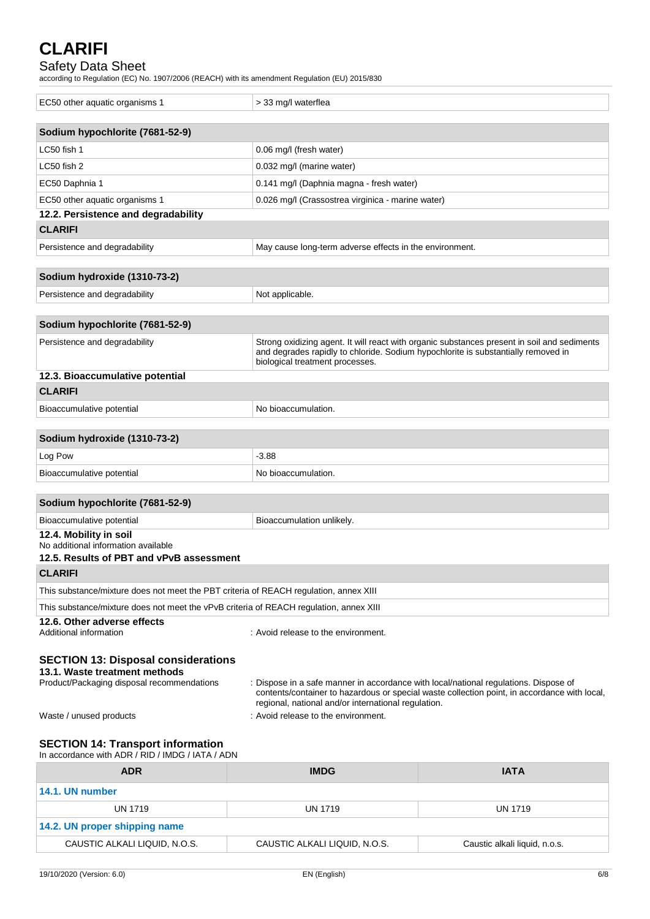| | |
|---|---|
| EC50 other aquatic organisms 1 | > 33 mg/l waterflea |

| Sodium hypochlorite (7681-52-9) | |
|---|---|
| LC50 fish 1 | 0.06 mg/l (fresh water) |
| LC50 fish 2 | 0.032 mg/l (marine water) |
| EC50 Daphnia 1 | 0.141 mg/l (Daphnia magna - fresh water) |
| EC50 other aquatic organisms 1 | 0.026 mg/l (Crassostrea virginica - marine water) |

### 12.2. Persistence and degradability

| CLARIFI | |
|---|---|
| Persistence and degradability | May cause long-term adverse effects in the environment. |

| Sodium hydroxide (1310-73-2) | |
|---|---|
| Persistence and degradability | Not applicable. |

| Sodium hypochlorite (7681-52-9) | |
|---|---|
| Persistence and degradability | Strong oxidizing agent. It will react with organic substances present in soil and sediments and degrades rapidly to chloride. Sodium hypochlorite is substantially removed in biological treatment processes. |

### 12.3. Bioaccumulative potential

| CLARIFI | |
|---|---|
| Bioaccumulative potential | No bioaccumulation. |

| Sodium hydroxide (1310-73-2) | |
|---|---|
| Log Pow | -3.88 |
| Bioaccumulative potential | No bioaccumulation. |

| Sodium hypochlorite (7681-52-9) | |
|---|---|
| Bioaccumulative potential | Bioaccumulation unlikely. |

### 12.4. Mobility in soil

No additional information available

### 12.5. Results of PBT and vPvB assessment

| CLARIFI |
|---|
| This substance/mixture does not meet the PBT criteria of REACH regulation, annex XIII |
| This substance/mixture does not meet the vPvB criteria of REACH regulation, annex XIII |

### 12.6. Other adverse effects

Additional information : Avoid release to the environment.

## SECTION 13: Disposal considerations

### 13.1. Waste treatment methods

Product/Packaging disposal recommendations : Dispose in a safe manner in accordance with local/national regulations. Dispose of contents/container to hazardous or special waste collection point, in accordance with local, regional, national and/or international regulation.

Waste / unused products : Avoid release to the environment.

## SECTION 14: Transport information

In accordance with ADR / RID / IMDG / IATA / ADN

| ADR | IMDG | IATA |
|---|---|---|
| **14.1. UN number** | | |
| UN 1719 | UN 1719 | UN 1719 |
| **14.2. UN proper shipping name** | | |
| CAUSTIC ALKALI LIQUID, N.O.S. | CAUSTIC ALKALI LIQUID, N.O.S. | Caustic alkali liquid, n.o.s. |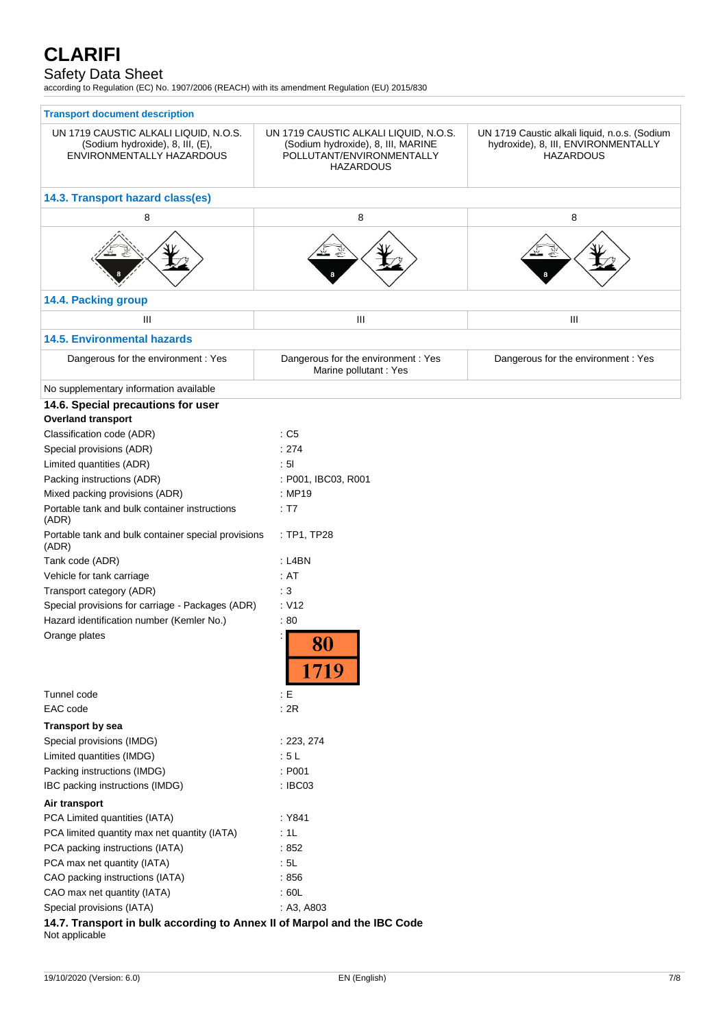| Transport document description | | |
|---|---|---|
| UN 1719 CAUSTIC ALKALI LIQUID, N.O.S. (Sodium hydroxide), 8, III, (E), ENVIRONMENTALLY HAZARDOUS | UN 1719 CAUSTIC ALKALI LIQUID, N.O.S. (Sodium hydroxide), 8, III, MARINE POLLUTANT/ENVIRONMENTALLY HAZARDOUS | UN 1719 Caustic alkali liquid, n.o.s. (Sodium hydroxide), 8, III, ENVIRONMENTALLY HAZARDOUS |

## 14.3. Transport hazard class(es)

| | | |
|---|---|---|
| 8 | 8 | 8 |

## 14.4. Packing group

| | | |
|---|---|---|
| III | III | III |

## 14.5. Environmental hazards

| | | |
|---|---|---|
| Dangerous for the environment : Yes | Dangerous for the environment : Yes<br>Marine pollutant : Yes | Dangerous for the environment : Yes |

No supplementary information available

## 14.6. Special precautions for user

**Overland transport**

| | |
|---|---|
| Classification code (ADR) | : C5 |
| Special provisions (ADR) | : 274 |
| Limited quantities (ADR) | : 5l |
| Packing instructions (ADR) | : P001, IBC03, R001 |
| Mixed packing provisions (ADR) | : MP19 |
| Portable tank and bulk container instructions (ADR) | : T7 |
| Portable tank and bulk container special provisions (ADR) | : TP1, TP28 |
| Tank code (ADR) | : L4BN |
| Vehicle for tank carriage | : AT |
| Transport category (ADR) | : 3 |
| Special provisions for carriage - Packages (ADR) | : V12 |
| Hazard identification number (Kemler No.) | : 80 |
| Orange plates | : 80 / 1719 |
| Tunnel code | : E |
| EAC code | : 2R |

**Transport by sea**

| | |
|---|---|
| Special provisions (IMDG) | : 223, 274 |
| Limited quantities (IMDG) | : 5 L |
| Packing instructions (IMDG) | : P001 |
| IBC packing instructions (IMDG) | : IBC03 |

**Air transport**

| | |
|---|---|
| PCA Limited quantities (IATA) | : Y841 |
| PCA limited quantity max net quantity (IATA) | : 1L |
| PCA packing instructions (IATA) | : 852 |
| PCA max net quantity (IATA) | : 5L |
| CAO packing instructions (IATA) | : 856 |
| CAO max net quantity (IATA) | : 60L |
| Special provisions (IATA) | : A3, A803 |

## 14.7. Transport in bulk according to Annex II of Marpol and the IBC Code

Not applicable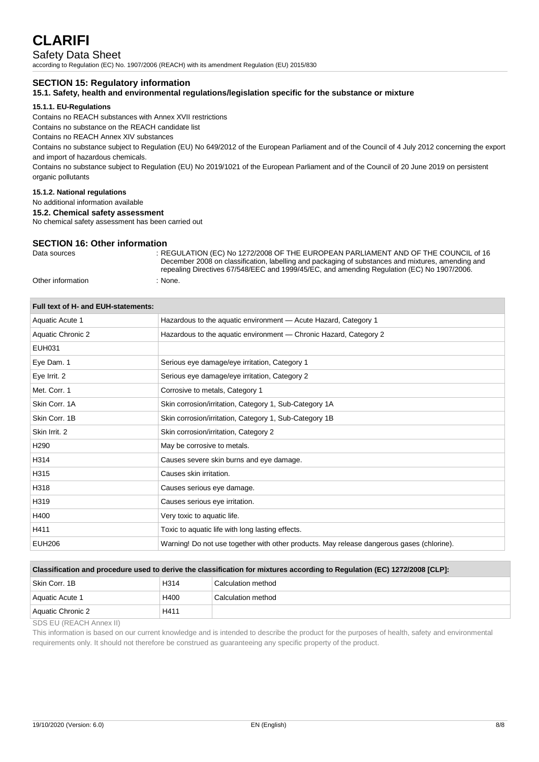## SECTION 15: Regulatory information

### 15.1. Safety, health and environmental regulations/legislation specific for the substance or mixture

#### 15.1.1. EU-Regulations

Contains no REACH substances with Annex XVII restrictions

Contains no substance on the REACH candidate list

Contains no REACH Annex XIV substances

Contains no substance subject to Regulation (EU) No 649/2012 of the European Parliament and of the Council of 4 July 2012 concerning the export and import of hazardous chemicals.

Contains no substance subject to Regulation (EU) No 2019/1021 of the European Parliament and of the Council of 20 June 2019 on persistent organic pollutants

#### 15.1.2. National regulations

No additional information available

### 15.2. Chemical safety assessment

No chemical safety assessment has been carried out

## SECTION 16: Other information

Data sources : REGULATION (EC) No 1272/2008 OF THE EUROPEAN PARLIAMENT AND OF THE COUNCIL of 16 December 2008 on classification, labelling and packaging of substances and mixtures, amending and repealing Directives 67/548/EEC and 1999/45/EC, and amending Regulation (EC) No 1907/2006.

Other information : None.

| Full text of H- and EUH-statements: | |
|---|---|
| Aquatic Acute 1 | Hazardous to the aquatic environment — Acute Hazard, Category 1 |
| Aquatic Chronic 2 | Hazardous to the aquatic environment — Chronic Hazard, Category 2 |
| EUH031 | |
| Eye Dam. 1 | Serious eye damage/eye irritation, Category 1 |
| Eye Irrit. 2 | Serious eye damage/eye irritation, Category 2 |
| Met. Corr. 1 | Corrosive to metals, Category 1 |
| Skin Corr. 1A | Skin corrosion/irritation, Category 1, Sub-Category 1A |
| Skin Corr. 1B | Skin corrosion/irritation, Category 1, Sub-Category 1B |
| Skin Irrit. 2 | Skin corrosion/irritation, Category 2 |
| H290 | May be corrosive to metals. |
| H314 | Causes severe skin burns and eye damage. |
| H315 | Causes skin irritation. |
| H318 | Causes serious eye damage. |
| H319 | Causes serious eye irritation. |
| H400 | Very toxic to aquatic life. |
| H411 | Toxic to aquatic life with long lasting effects. |
| EUH206 | Warning! Do not use together with other products. May release dangerous gases (chlorine). |

| Classification and procedure used to derive the classification for mixtures according to Regulation (EC) 1272/2008 [CLP]: | | |
|---|---|---|
| Skin Corr. 1B | H314 | Calculation method |
| Aquatic Acute 1 | H400 | Calculation method |
| Aquatic Chronic 2 | H411 | |

SDS EU (REACH Annex II)

This information is based on our current knowledge and is intended to describe the product for the purposes of health, safety and environmental requirements only. It should not therefore be construed as guaranteeing any specific property of the product.